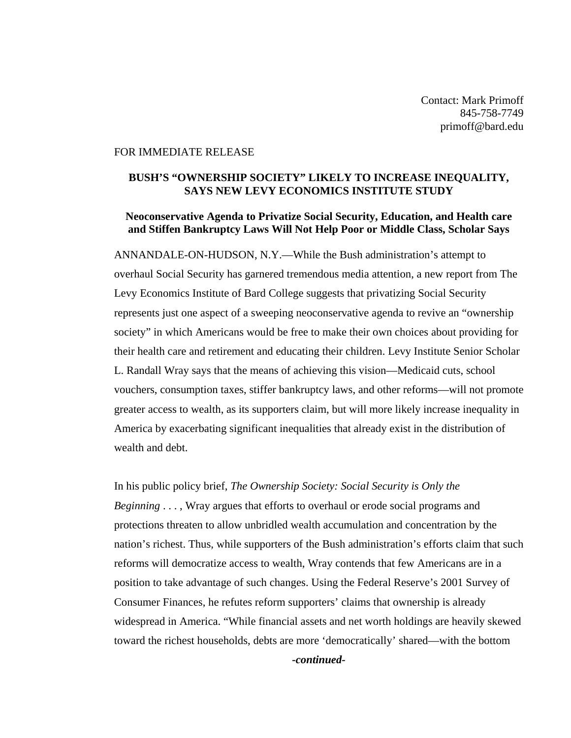Contact: Mark Primoff
845-758-7749
primoff@bard.edu

FOR IMMEDIATE RELEASE

**BUSH'S "OWNERSHIP SOCIETY" LIKELY TO INCREASE INEQUALITY, SAYS NEW LEVY ECONOMICS INSTITUTE STUDY**

**Neoconservative Agenda to Privatize Social Security, Education, and Health care and Stiffen Bankruptcy Laws Will Not Help Poor or Middle Class, Scholar Says**

ANNANDALE-ON-HUDSON, N.Y.—While the Bush administration's attempt to overhaul Social Security has garnered tremendous media attention, a new report from The Levy Economics Institute of Bard College suggests that privatizing Social Security represents just one aspect of a sweeping neoconservative agenda to revive an "ownership society" in which Americans would be free to make their own choices about providing for their health care and retirement and educating their children. Levy Institute Senior Scholar L. Randall Wray says that the means of achieving this vision—Medicaid cuts, school vouchers, consumption taxes, stiffer bankruptcy laws, and other reforms—will not promote greater access to wealth, as its supporters claim, but will more likely increase inequality in America by exacerbating significant inequalities that already exist in the distribution of wealth and debt.

In his public policy brief, *The Ownership Society: Social Security is Only the Beginning . . .* , Wray argues that efforts to overhaul or erode social programs and protections threaten to allow unbridled wealth accumulation and concentration by the nation's richest. Thus, while supporters of the Bush administration's efforts claim that such reforms will democratize access to wealth, Wray contends that few Americans are in a position to take advantage of such changes. Using the Federal Reserve's 2001 Survey of Consumer Finances, he refutes reform supporters' claims that ownership is already widespread in America. "While financial assets and net worth holdings are heavily skewed toward the richest households, debts are more 'democratically' shared—with the bottom

***-continued-***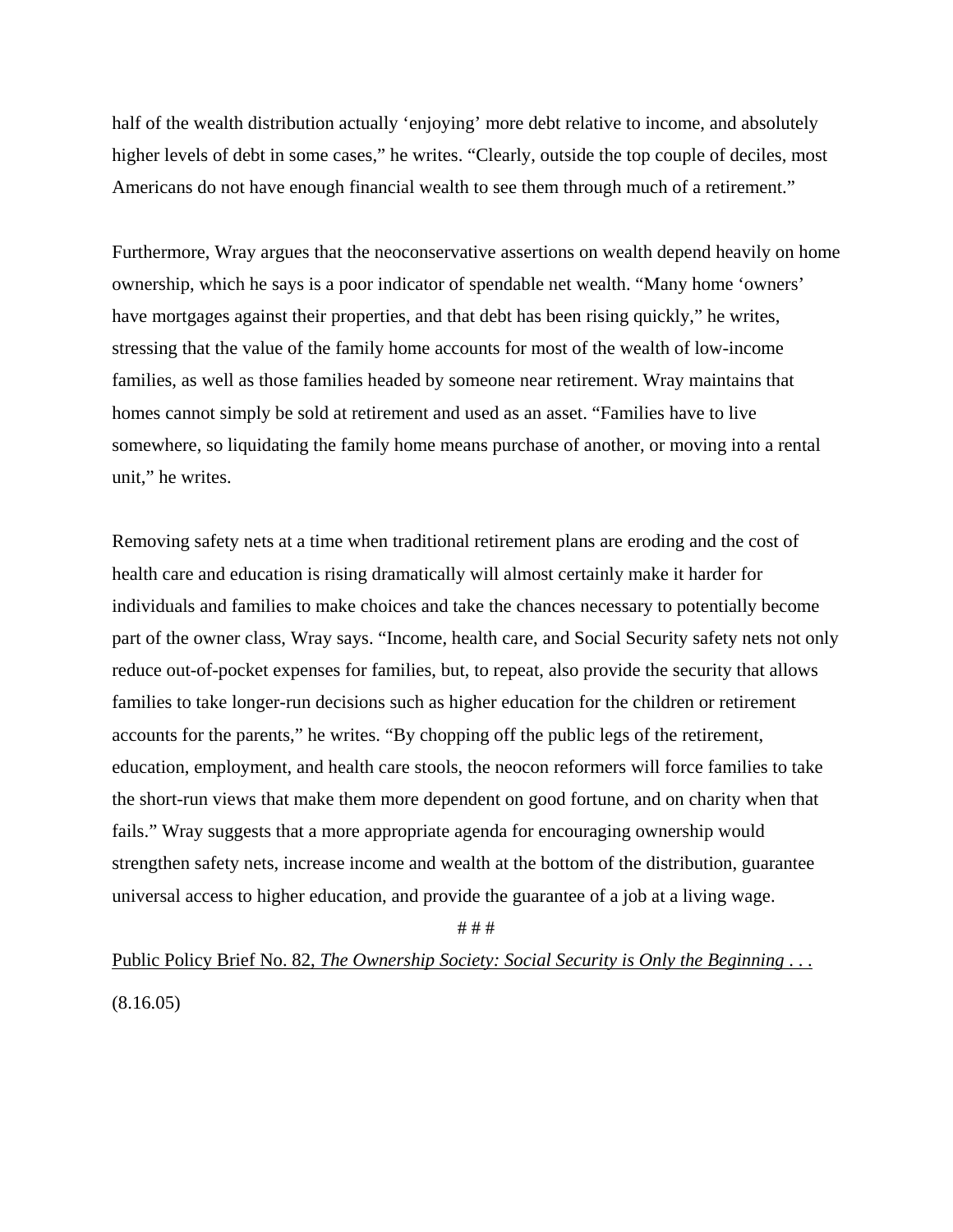half of the wealth distribution actually 'enjoying' more debt relative to income, and absolutely higher levels of debt in some cases," he writes. "Clearly, outside the top couple of deciles, most Americans do not have enough financial wealth to see them through much of a retirement."

Furthermore, Wray argues that the neoconservative assertions on wealth depend heavily on home ownership, which he says is a poor indicator of spendable net wealth. "Many home 'owners' have mortgages against their properties, and that debt has been rising quickly," he writes, stressing that the value of the family home accounts for most of the wealth of low-income families, as well as those families headed by someone near retirement. Wray maintains that homes cannot simply be sold at retirement and used as an asset. "Families have to live somewhere, so liquidating the family home means purchase of another, or moving into a rental unit," he writes.

Removing safety nets at a time when traditional retirement plans are eroding and the cost of health care and education is rising dramatically will almost certainly make it harder for individuals and families to make choices and take the chances necessary to potentially become part of the owner class, Wray says. "Income, health care, and Social Security safety nets not only reduce out-of-pocket expenses for families, but, to repeat, also provide the security that allows families to take longer-run decisions such as higher education for the children or retirement accounts for the parents," he writes. "By chopping off the public legs of the retirement, education, employment, and health care stools, the neocon reformers will force families to take the short-run views that make them more dependent on good fortune, and on charity when that fails." Wray suggests that a more appropriate agenda for encouraging ownership would strengthen safety nets, increase income and wealth at the bottom of the distribution, guarantee universal access to higher education, and provide the guarantee of a job at a living wage.

# # #

Public Policy Brief No. 82, *The Ownership Society: Social Security is Only the Beginning . . .*

(8.16.05)